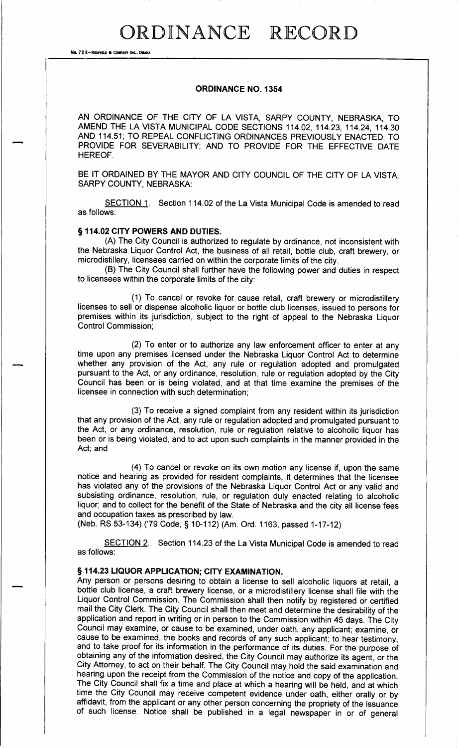# ORDINANCE RECORD

## ORDINANCE NO. 1354

AN ORDINANCE OF THE CITY OF LA VISTA, SARPY COUNTY, NEBRASKA, TO AMEND THE LA VISTA MUNICIPAL CODE SECTIONS 114.02, 114.23, 114.24, 114.30 AND 114.51; TO REPEAL CONFLICTING ORDINANCES PREVIOUSLY ENACTED; TO PROVIDE FOR SEVERABILITY; AND TO PROVIDE FOR THE EFFECTIVE DATE HEREOF.

BE IT ORDAINED BY THE MAYOR AND CITY COUNCIL OF THE CITY OF LA VISTA, SARPY COUNTY, NEBRASKA:

SECTION 1. Section 114.02 of the La Vista Municipal Code is amended to read as follows:

### § 114.02 CITY POWERS AND DUTIES.

(A) The City Council is authorized to regulate by ordinance, not inconsistent with the Nebraska Liquor Control Act, the business of all retail, bottle club, craft brewery, or microdistillery, licensees carried on within the corporate limits of the city.

(B) The City Council shall further have the following power and duties in respect to licensees within the corporate limits of the city:

(1) To cancel or revoke for cause retail, craft brewery or microdistillery licenses to sell or dispense alcoholic liquor or bottle club licenses, issued to persons for premises within its jurisdiction, subject to the right of appeal to the Nebraska Liquor Control Commission;

(2) To enter or to authorize any law enforcement officer to enter at any time upon any premises licensed under the Nebraska Liquor Control Act to determine whether any provision of the Act, any rule or regulation adopted and promulgated pursuant to the Act, or any ordinance, resolution, rule or regulation adopted by the City Council has been or is being violated, and at that time examine the premises of the licensee in connection with such determination;

(3) To receive a signed complaint from any resident within its jurisdiction that any provision of the Act, any rule or regulation adopted and promulgated pursuant to the Act, or any ordinance, resolution, rule or regulation relative to alcoholic liquor has been or is being violated, and to act upon such complaints in the manner provided in the Act; and

(4) To cancel or revoke on its own motion any license if, upon the same notice and hearing as provided for resident complaints, it determines that the licensee has violated any of the provisions of the Nebraska Liquor Control Act or any valid and subsisting ordinance, resolution, rule, or regulation duly enacted relating to alcoholic liquor; and to collect for the benefit of the State of Nebraska and the city all license fees and occupation taxes as prescribed by law.

(Neb. RS 53-134) ('79 Code, § 10-112) (Am. Ord. 1163, passed 1-17-12)

SECTION 2. Section 114.23 of the La Vista Municipal Code is amended to read as follows:

### § 114.23 LIQUOR APPLICATION; CITY EXAMINATION.

Any person or persons desiring to obtain a license to sell alcoholic liquors at retail, a bottle club license, a craft brewery license, or a microdistillery license shall file with the Liquor Control Commission. The Commission shall then notify by registered or certified mail the City Clerk. The City Council shall then meet and determine the desirability of the application and report in writing or in person to the Commission within 45 days. The City Council may examine, or cause to be examined, under oath, any applicant; examine, or cause to be examined, the books and records of any such applicant; to hear testimony, and to take proof for its information in the performance of its duties. For the purpose of obtaining any of the information desired, the City Council may authorize its agent, or the City Attorney, to act on their behalf. The City Council may hold the said examination and hearing upon the receipt from the Commission of the notice and copy of the application. The City Council shall fix a time and place at which a hearing will be held, and at which time the City Council may receive competent evidence under oath, either orally or by affidavit, from the applicant or any other person concerning the propriety of the issuance of such license. Notice shall be published in a legal newspaper in or of general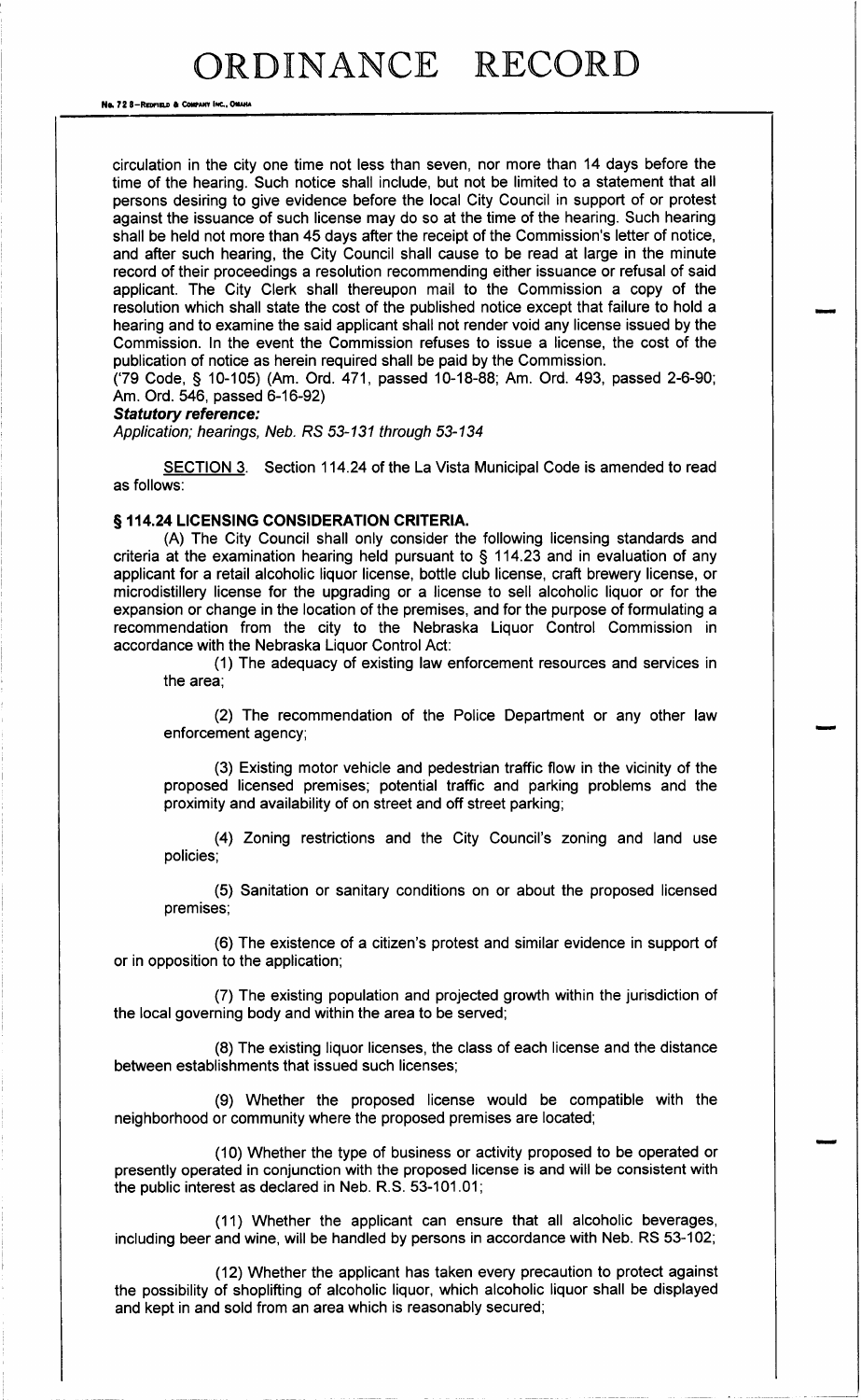circulation in the city one time not less than seven, nor more than 14 days before the time of the hearing. Such notice shall include, but not be limited to a statement that all persons desiring to give evidence before the local City Council in support of or protest against the issuance of such license may do so at the time of the hearing. Such hearing shall be held not more than 45 days after the receipt of the Commission's letter of notice, and after such hearing, the City Council shall cause to be read at large in the minute record of their proceedings a resolution recommending either issuance or refusal of said applicant. The City Clerk shall thereupon mail to the Commission a copy of the resolution which shall state the cost of the published notice except that failure to hold a hearing and to examine the said applicant shall not render void any license issued by the Commission. In the event the Commission refuses to issue a license, the cost of the publication of notice as herein required shall be paid by the Commission.

('79 Code, § 10-105) (Am. Ord. 471, passed 10-18-88; Am. Ord. 493, passed 2-6-90; Am. Ord. 546, passed 6-16-92)

***Statutory reference:***

*Application; hearings, Neb. RS 53-131 through 53-134*

SECTION 3. Section 114.24 of the La Vista Municipal Code is amended to read as follows:

**§ 114.24 LICENSING CONSIDERATION CRITERIA.**

(A) The City Council shall only consider the following licensing standards and criteria at the examination hearing held pursuant to § 114.23 and in evaluation of any applicant for a retail alcoholic liquor license, bottle club license, craft brewery license, or microdistillery license for the upgrading or a license to sell alcoholic liquor or for the expansion or change in the location of the premises, and for the purpose of formulating a recommendation from the city to the Nebraska Liquor Control Commission in accordance with the Nebraska Liquor Control Act:

(1) The adequacy of existing law enforcement resources and services in the area;

(2) The recommendation of the Police Department or any other law enforcement agency;

(3) Existing motor vehicle and pedestrian traffic flow in the vicinity of the proposed licensed premises; potential traffic and parking problems and the proximity and availability of on street and off street parking;

(4) Zoning restrictions and the City Council's zoning and land use policies;

(5) Sanitation or sanitary conditions on or about the proposed licensed premises;

(6) The existence of a citizen's protest and similar evidence in support of or in opposition to the application;

(7) The existing population and projected growth within the jurisdiction of the local governing body and within the area to be served;

(8) The existing liquor licenses, the class of each license and the distance between establishments that issued such licenses;

(9) Whether the proposed license would be compatible with the neighborhood or community where the proposed premises are located;

(10) Whether the type of business or activity proposed to be operated or presently operated in conjunction with the proposed license is and will be consistent with the public interest as declared in Neb. R.S. 53-101.01;

(11) Whether the applicant can ensure that all alcoholic beverages, including beer and wine, will be handled by persons in accordance with Neb. RS 53-102;

(12) Whether the applicant has taken every precaution to protect against the possibility of shoplifting of alcoholic liquor, which alcoholic liquor shall be displayed and kept in and sold from an area which is reasonably secured;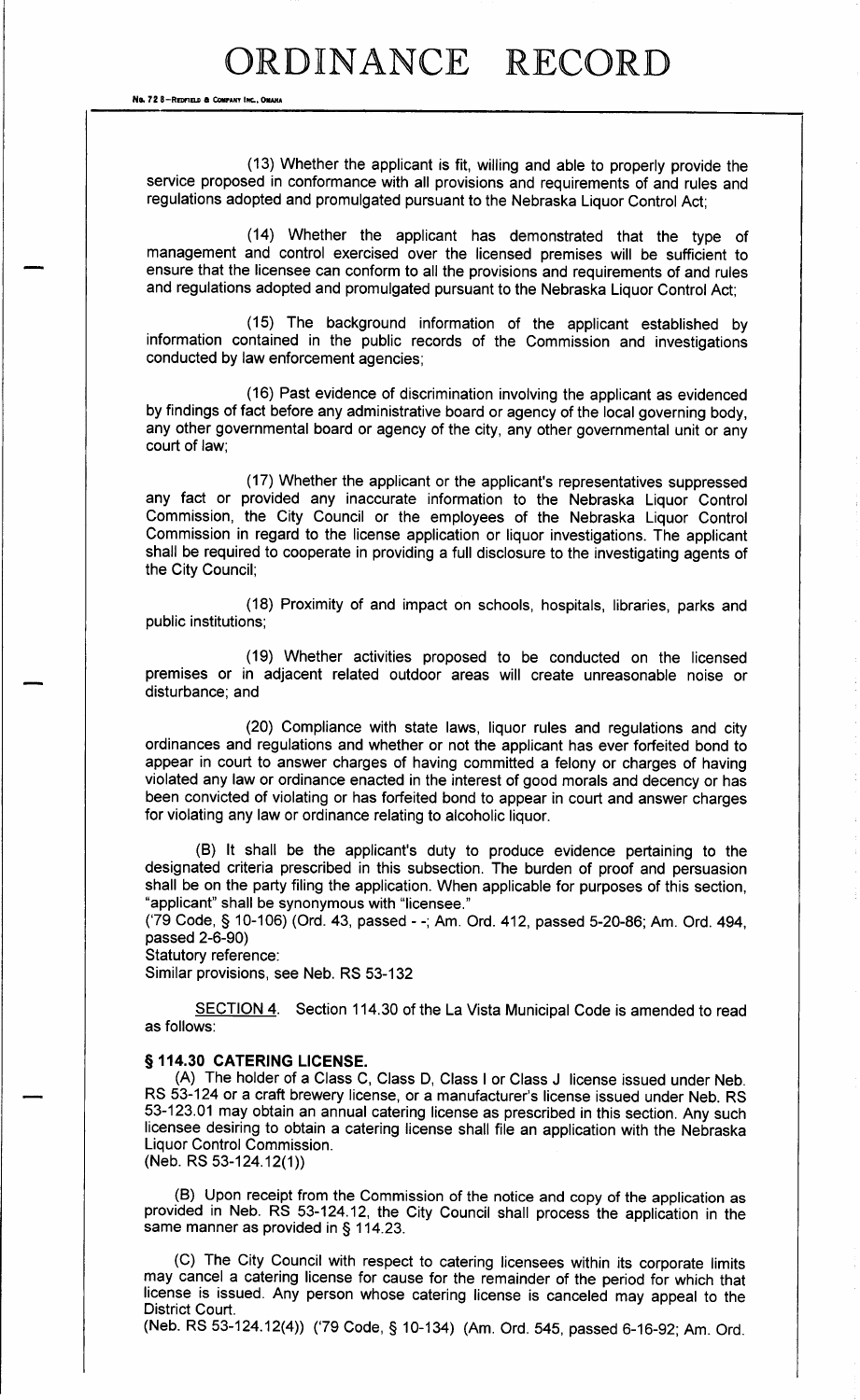(13) Whether the applicant is fit, willing and able to properly provide the service proposed in conformance with all provisions and requirements of and rules and regulations adopted and promulgated pursuant to the Nebraska Liquor Control Act;

(14) Whether the applicant has demonstrated that the type of management and control exercised over the licensed premises will be sufficient to ensure that the licensee can conform to all the provisions and requirements of and rules and regulations adopted and promulgated pursuant to the Nebraska Liquor Control Act;

(15) The background information of the applicant established by information contained in the public records of the Commission and investigations conducted by law enforcement agencies;

(16) Past evidence of discrimination involving the applicant as evidenced by findings of fact before any administrative board or agency of the local governing body, any other governmental board or agency of the city, any other governmental unit or any court of law;

(17) Whether the applicant or the applicant's representatives suppressed any fact or provided any inaccurate information to the Nebraska Liquor Control Commission, the City Council or the employees of the Nebraska Liquor Control Commission in regard to the license application or liquor investigations. The applicant shall be required to cooperate in providing a full disclosure to the investigating agents of the City Council;

(18) Proximity of and impact on schools, hospitals, libraries, parks and public institutions;

(19) Whether activities proposed to be conducted on the licensed premises or in adjacent related outdoor areas will create unreasonable noise or disturbance; and

(20) Compliance with state laws, liquor rules and regulations and city ordinances and regulations and whether or not the applicant has ever forfeited bond to appear in court to answer charges of having committed a felony or charges of having violated any law or ordinance enacted in the interest of good morals and decency or has been convicted of violating or has forfeited bond to appear in court and answer charges for violating any law or ordinance relating to alcoholic liquor.

(B) It shall be the applicant's duty to produce evidence pertaining to the designated criteria prescribed in this subsection. The burden of proof and persuasion shall be on the party filing the application. When applicable for purposes of this section, "applicant" shall be synonymous with "licensee."
('79 Code, § 10-106) (Ord. 43, passed - -; Am. Ord. 412, passed 5-20-86; Am. Ord. 494, passed 2-6-90)
Statutory reference:
Similar provisions, see Neb. RS 53-132

SECTION 4. Section 114.30 of the La Vista Municipal Code is amended to read as follows:

**§ 114.30 CATERING LICENSE.**

(A) The holder of a Class C, Class D, Class I or Class J license issued under Neb. RS 53-124 or a craft brewery license, or a manufacturer's license issued under Neb. RS 53-123.01 may obtain an annual catering license as prescribed in this section. Any such licensee desiring to obtain a catering license shall file an application with the Nebraska Liquor Control Commission.
(Neb. RS 53-124.12(1))

(B) Upon receipt from the Commission of the notice and copy of the application as provided in Neb. RS 53-124.12, the City Council shall process the application in the same manner as provided in § 114.23.

(C) The City Council with respect to catering licensees within its corporate limits may cancel a catering license for cause for the remainder of the period for which that license is issued. Any person whose catering license is canceled may appeal to the District Court.
(Neb. RS 53-124.12(4)) ('79 Code, § 10-134) (Am. Ord. 545, passed 6-16-92; Am. Ord.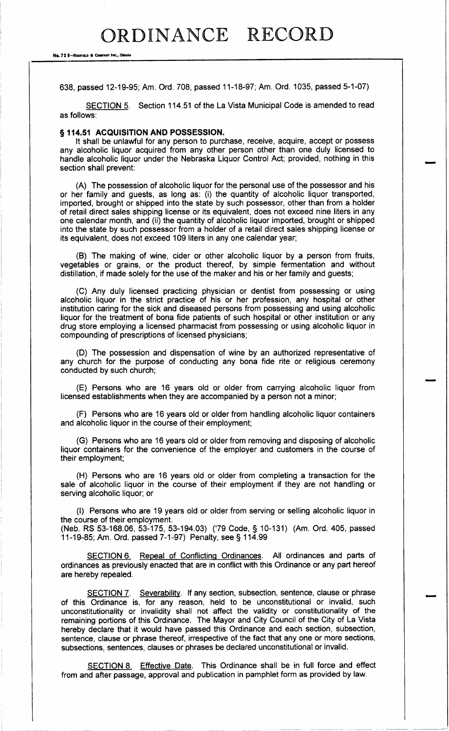638, passed 12-19-95; Am. Ord. 708, passed 11-18-97; Am. Ord. 1035, passed 5-1-07)

SECTION 5. Section 114.51 of the La Vista Municipal Code is amended to read as follows:

**§ 114.51 ACQUISITION AND POSSESSION.**

It shall be unlawful for any person to purchase, receive, acquire, accept or possess any alcoholic liquor acquired from any other person other than one duly licensed to handle alcoholic liquor under the Nebraska Liquor Control Act; provided, nothing in this section shall prevent:

(A) The possession of alcoholic liquor for the personal use of the possessor and his or her family and guests, as long as: (i) the quantity of alcoholic liquor transported, imported, brought or shipped into the state by such possessor, other than from a holder of retail direct sales shipping license or its equivalent, does not exceed nine liters in any one calendar month, and (ii) the quantity of alcoholic liquor imported, brought or shipped into the state by such possessor from a holder of a retail direct sales shipping license or its equivalent, does not exceed 109 liters in any one calendar year;

(B) The making of wine, cider or other alcoholic liquor by a person from fruits, vegetables or grains, or the product thereof, by simple fermentation and without distillation, if made solely for the use of the maker and his or her family and guests;

(C) Any duly licensed practicing physician or dentist from possessing or using alcoholic liquor in the strict practice of his or her profession, any hospital or other institution caring for the sick and diseased persons from possessing and using alcoholic liquor for the treatment of bona fide patients of such hospital or other institution or any drug store employing a licensed pharmacist from possessing or using alcoholic liquor in compounding of prescriptions of licensed physicians;

(D) The possession and dispensation of wine by an authorized representative of any church for the purpose of conducting any bona fide rite or religious ceremony conducted by such church;

(E) Persons who are 16 years old or older from carrying alcoholic liquor from licensed establishments when they are accompanied by a person not a minor;

(F) Persons who are 16 years old or older from handling alcoholic liquor containers and alcoholic liquor in the course of their employment;

(G) Persons who are 16 years old or older from removing and disposing of alcoholic liquor containers for the convenience of the employer and customers in the course of their employment;

(H) Persons who are 16 years old or older from completing a transaction for the sale of alcoholic liquor in the course of their employment if they are not handling or serving alcoholic liquor; or

(I) Persons who are 19 years old or older from serving or selling alcoholic liquor in the course of their employment.

(Neb. RS 53-168.06, 53-175, 53-194.03) ('79 Code, § 10-131) (Am. Ord. 405, passed 11-19-85; Am. Ord. passed 7-1-97) Penalty, see § 114.99

SECTION 6. Repeal of Conflicting Ordinances. All ordinances and parts of ordinances as previously enacted that are in conflict with this Ordinance or any part hereof are hereby repealed.

SECTION 7. Severability. If any section, subsection, sentence, clause or phrase of this Ordinance is, for any reason, held to be unconstitutional or invalid, such unconstitutionality or invalidity shall not affect the validity or constitutionality of the remaining portions of this Ordinance. The Mayor and City Council of the City of La Vista hereby declare that it would have passed this Ordinance and each section, subsection, sentence, clause or phrase thereof, irrespective of the fact that any one or more sections, subsections, sentences, clauses or phrases be declared unconstitutional or invalid.

SECTION 8. Effective Date. This Ordinance shall be in full force and effect from and after passage, approval and publication in pamphlet form as provided by law.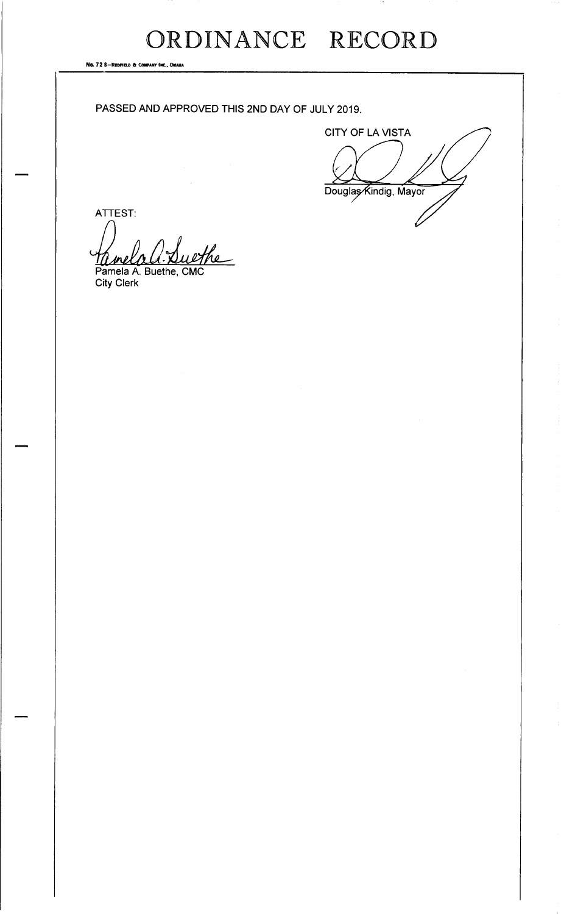# ORDINANCE RECORD

No. 72 8—REDFIELD & COMPANY INC., OMAHA

PASSED AND APPROVED THIS 2ND DAY OF JULY 2019.

CITY OF LA VISTA

Douglas Kindig, Mayor

ATTEST:

Pamela A. Buethe, CMC
City Clerk